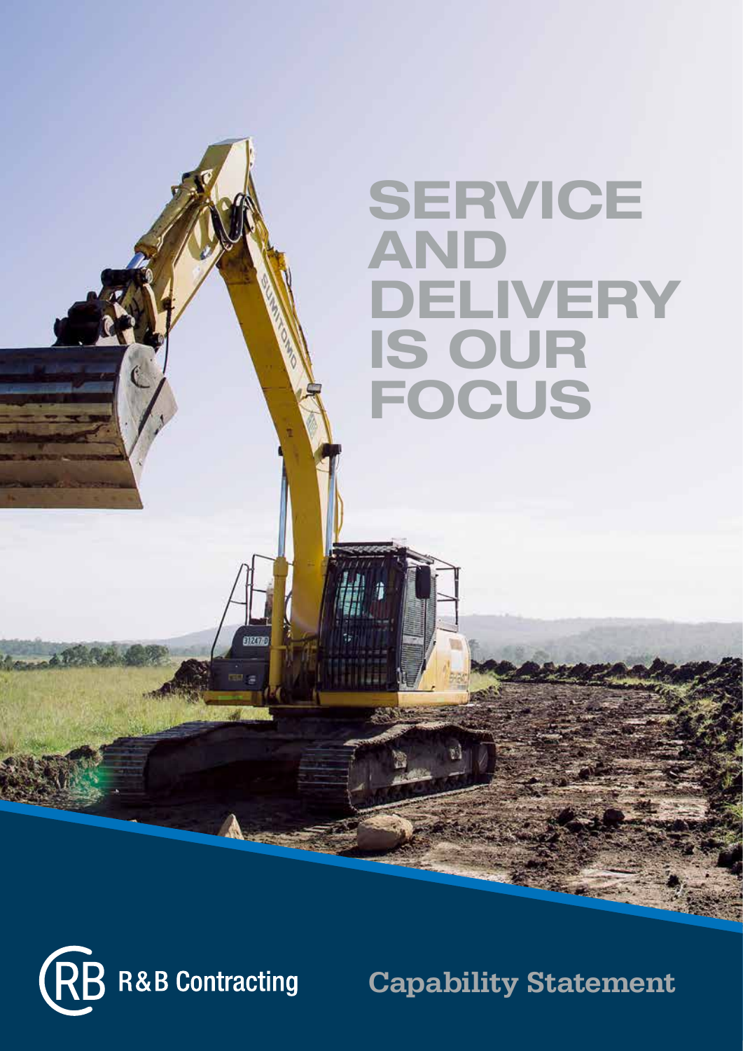# SERVICE AND DELIVERY IS OUR FOCUS

R&B Contracting

Capability Statement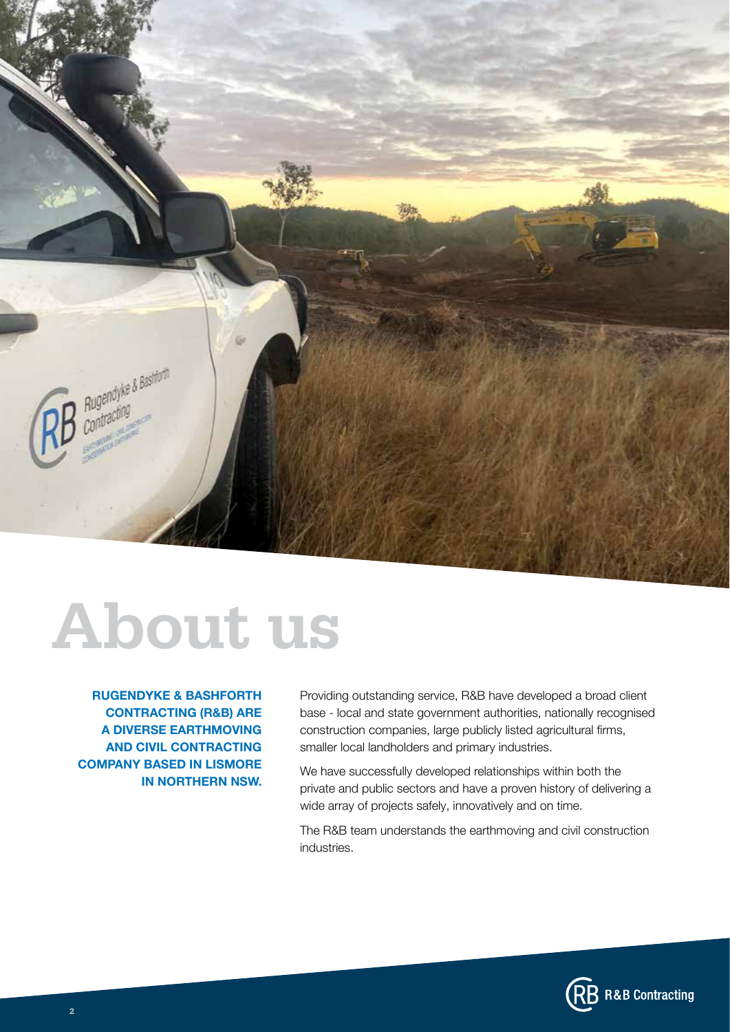# About us

**RUGENDYKE & BASHFORTH CONTRACTING (R&B) ARE A DIVERSE EARTHMOVING AND CIVIL CONTRACTING COMPANY BASED IN LISMORE IN NORTHERN NSW.**

Providing outstanding service, R&B have developed a broad client base - local and state government authorities, nationally recognised construction companies, large publicly listed agricultural firms, smaller local landholders and primary industries.

We have successfully developed relationships within both the private and public sectors and have a proven history of delivering a wide array of projects safely, innovatively and on time.

The R&B team understands the earthmoving and civil construction industries.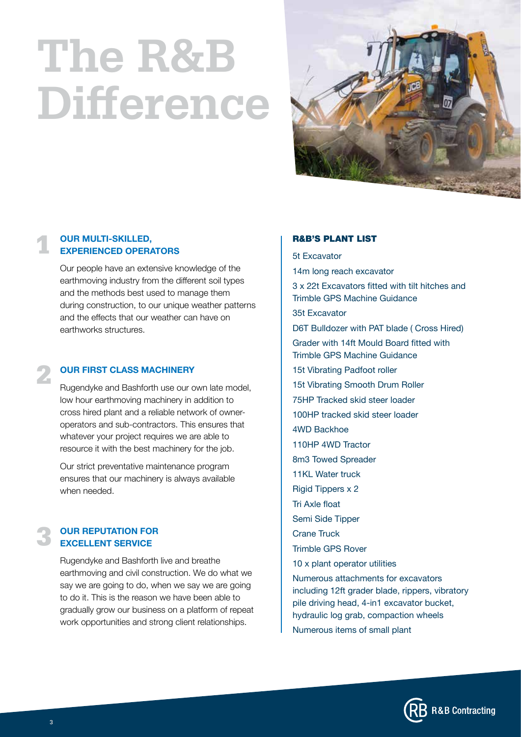# The R&B Difference

## 1 OUR MULTI-SKILLED, EXPERIENCED OPERATORS

Our people have an extensive knowledge of the earthmoving industry from the different soil types and the methods best used to manage them during construction, to our unique weather patterns and the effects that our weather can have on earthworks structures.

## 2 OUR FIRST CLASS MACHINERY

Rugendyke and Bashforth use our own late model, low hour earthmoving machinery in addition to cross hired plant and a reliable network of owner-operators and sub-contractors. This ensures that whatever your project requires we are able to resource it with the best machinery for the job.

Our strict preventative maintenance program ensures that our machinery is always available when needed.

## 3 OUR REPUTATION FOR EXCELLENT SERVICE

Rugendyke and Bashforth live and breathe earthmoving and civil construction. We do what we say we are going to do, when we say we are going to do it. This is the reason we have been able to gradually grow our business on a platform of repeat work opportunities and strong client relationships.

## R&B'S PLANT LIST

- 5t Excavator
- 14m long reach excavator
- 3 x 22t Excavators fitted with tilt hitches and Trimble GPS Machine Guidance
- 35t Excavator
- D6T Bulldozer with PAT blade ( Cross Hired)
- Grader with 14ft Mould Board fitted with Trimble GPS Machine Guidance
- 15t Vibrating Padfoot roller
- 15t Vibrating Smooth Drum Roller
- 75HP Tracked skid steer loader
- 100HP tracked skid steer loader
- 4WD Backhoe
- 110HP 4WD Tractor
- 8m3 Towed Spreader
- 11KL Water truck
- Rigid Tippers x 2
- Tri Axle float
- Semi Side Tipper
- Crane Truck
- Trimble GPS Rover
- 10 x plant operator utilities
- Numerous attachments for excavators including 12ft grader blade, rippers, vibratory pile driving head, 4-in1 excavator bucket, hydraulic log grab, compaction wheels
- Numerous items of small plant

R&B Contracting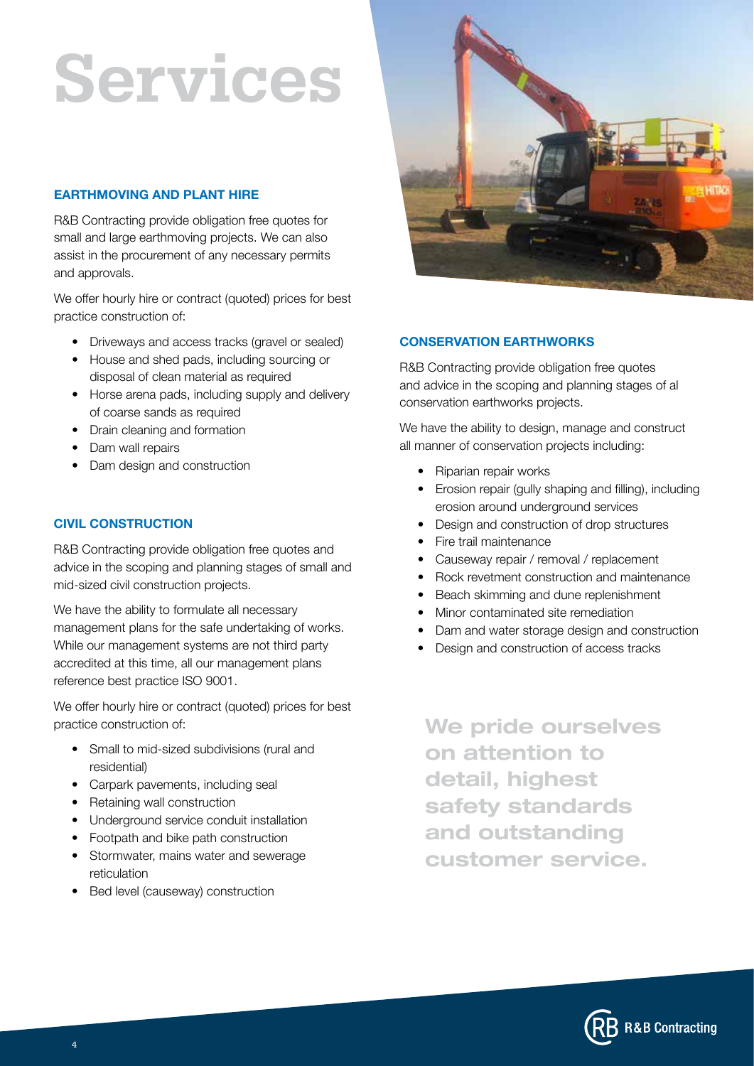# Services

## EARTHMOVING AND PLANT HIRE

R&B Contracting provide obligation free quotes for small and large earthmoving projects. We can also assist in the procurement of any necessary permits and approvals.

We offer hourly hire or contract (quoted) prices for best practice construction of:

- Driveways and access tracks (gravel or sealed)
- House and shed pads, including sourcing or disposal of clean material as required
- Horse arena pads, including supply and delivery of coarse sands as required
- Drain cleaning and formation
- Dam wall repairs
- Dam design and construction

## CIVIL CONSTRUCTION

R&B Contracting provide obligation free quotes and advice in the scoping and planning stages of small and mid-sized civil construction projects.

We have the ability to formulate all necessary management plans for the safe undertaking of works. While our management systems are not third party accredited at this time, all our management plans reference best practice ISO 9001.

We offer hourly hire or contract (quoted) prices for best practice construction of:

- Small to mid-sized subdivisions (rural and residential)
- Carpark pavements, including seal
- Retaining wall construction
- Underground service conduit installation
- Footpath and bike path construction
- Stormwater, mains water and sewerage reticulation
- Bed level (causeway) construction

## CONSERVATION EARTHWORKS

R&B Contracting provide obligation free quotes and advice in the scoping and planning stages of al conservation earthworks projects.

We have the ability to design, manage and construct all manner of conservation projects including:

- Riparian repair works
- Erosion repair (gully shaping and filling), including erosion around underground services
- Design and construction of drop structures
- Fire trail maintenance
- Causeway repair / removal / replacement
- Rock revetment construction and maintenance
- Beach skimming and dune replenishment
- Minor contaminated site remediation
- Dam and water storage design and construction
- Design and construction of access tracks

**We pride ourselves on attention to detail, highest safety standards and outstanding customer service.**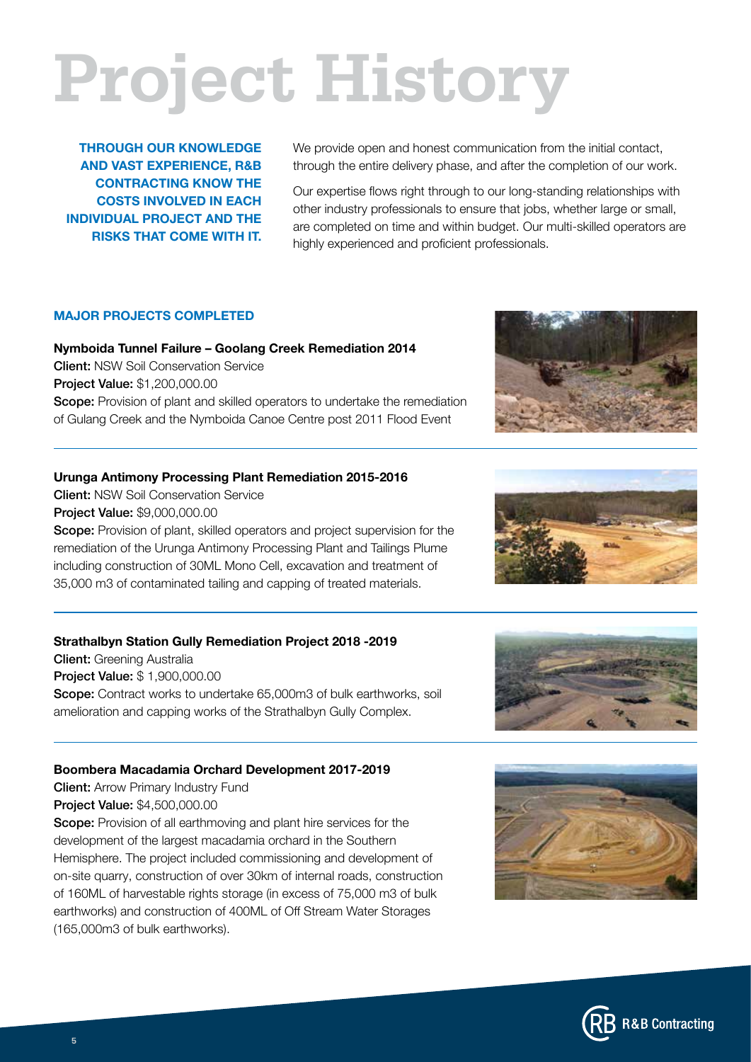# Project History

**THROUGH OUR KNOWLEDGE AND VAST EXPERIENCE, R&B CONTRACTING KNOW THE COSTS INVOLVED IN EACH INDIVIDUAL PROJECT AND THE RISKS THAT COME WITH IT.**

We provide open and honest communication from the initial contact, through the entire delivery phase, and after the completion of our work.

Our expertise flows right through to our long-standing relationships with other industry professionals to ensure that jobs, whether large or small, are completed on time and within budget. Our multi-skilled operators are highly experienced and proficient professionals.

## MAJOR PROJECTS COMPLETED

**Nymboida Tunnel Failure – Goolang Creek Remediation 2014**
**Client:** NSW Soil Conservation Service
**Project Value:** $1,200,000.00
**Scope:** Provision of plant and skilled operators to undertake the remediation of Gulang Creek and the Nymboida Canoe Centre post 2011 Flood Event

---

**Urunga Antimony Processing Plant Remediation 2015-2016**
**Client:** NSW Soil Conservation Service
**Project Value:** $9,000,000.00
**Scope:** Provision of plant, skilled operators and project supervision for the remediation of the Urunga Antimony Processing Plant and Tailings Plume including construction of 30ML Mono Cell, excavation and treatment of 35,000 m3 of contaminated tailing and capping of treated materials.

---

**Strathalbyn Station Gully Remediation Project 2018 -2019**
**Client:** Greening Australia
**Project Value:** $ 1,900,000.00
**Scope:** Contract works to undertake 65,000m3 of bulk earthworks, soil amelioration and capping works of the Strathalbyn Gully Complex.

---

**Boombera Macadamia Orchard Development 2017-2019**
**Client:** Arrow Primary Industry Fund
**Project Value:** $4,500,000.00
**Scope:** Provision of all earthmoving and plant hire services for the development of the largest macadamia orchard in the Southern Hemisphere. The project included commissioning and development of on-site quarry, construction of over 30km of internal roads, construction of 160ML of harvestable rights storage (in excess of 75,000 m3 of bulk earthworks) and construction of 400ML of Off Stream Water Storages (165,000m3 of bulk earthworks).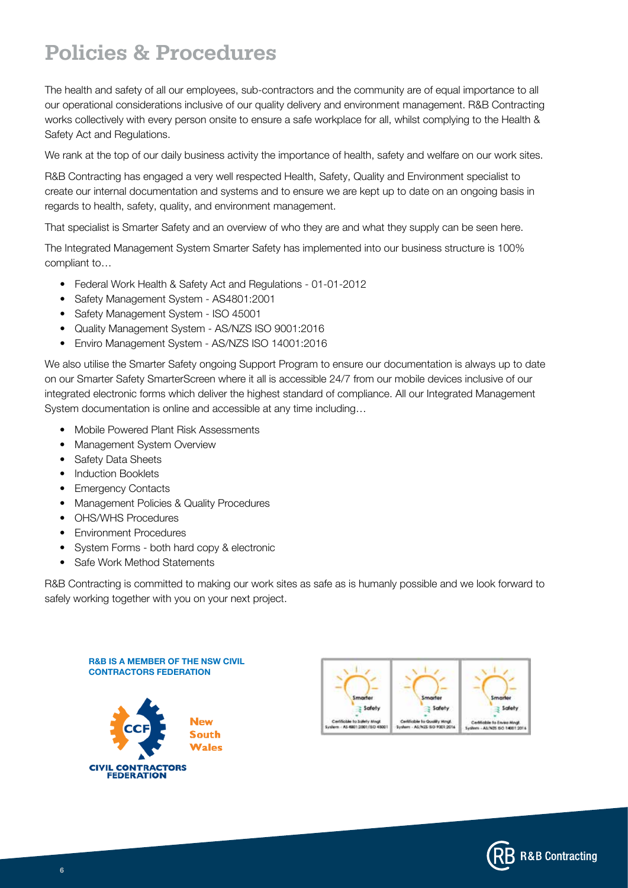# Policies & Procedures

The health and safety of all our employees, sub-contractors and the community are of equal importance to all our operational considerations inclusive of our quality delivery and environment management. R&B Contracting works collectively with every person onsite to ensure a safe workplace for all, whilst complying to the Health & Safety Act and Regulations.

We rank at the top of our daily business activity the importance of health, safety and welfare on our work sites.

R&B Contracting has engaged a very well respected Health, Safety, Quality and Environment specialist to create our internal documentation and systems and to ensure we are kept up to date on an ongoing basis in regards to health, safety, quality, and environment management.

That specialist is Smarter Safety and an overview of who they are and what they supply can be seen here.

The Integrated Management System Smarter Safety has implemented into our business structure is 100% compliant to…

- Federal Work Health & Safety Act and Regulations - 01-01-2012
- Safety Management System - AS4801:2001
- Safety Management System - ISO 45001
- Quality Management System - AS/NZS ISO 9001:2016
- Enviro Management System - AS/NZS ISO 14001:2016

We also utilise the Smarter Safety ongoing Support Program to ensure our documentation is always up to date on our Smarter Safety SmarterScreen where it all is accessible 24/7 from our mobile devices inclusive of our integrated electronic forms which deliver the highest standard of compliance. All our Integrated Management System documentation is online and accessible at any time including…

- Mobile Powered Plant Risk Assessments
- Management System Overview
- Safety Data Sheets
- Induction Booklets
- Emergency Contacts
- Management Policies & Quality Procedures
- OHS/WHS Procedures
- Environment Procedures
- System Forms - both hard copy & electronic
- Safe Work Method Statements

R&B Contracting is committed to making our work sites as safe as is humanly possible and we look forward to safely working together with you on your next project.

**R&B IS A MEMBER OF THE NSW CIVIL CONTRACTORS FEDERATION**

CCF CIVIL CONTRACTORS FEDERATION New South Wales

Smarter Safety — Certificate to Safety Mngt System - AS 4801:2001/ISO 45001

Smarter Safety — Certificate to Quality Mngt System - AS/NZS ISO 9001:2016

Smarter Safety — Certificate to Enviro Mngt System - AS/NZS ISO 14001:2016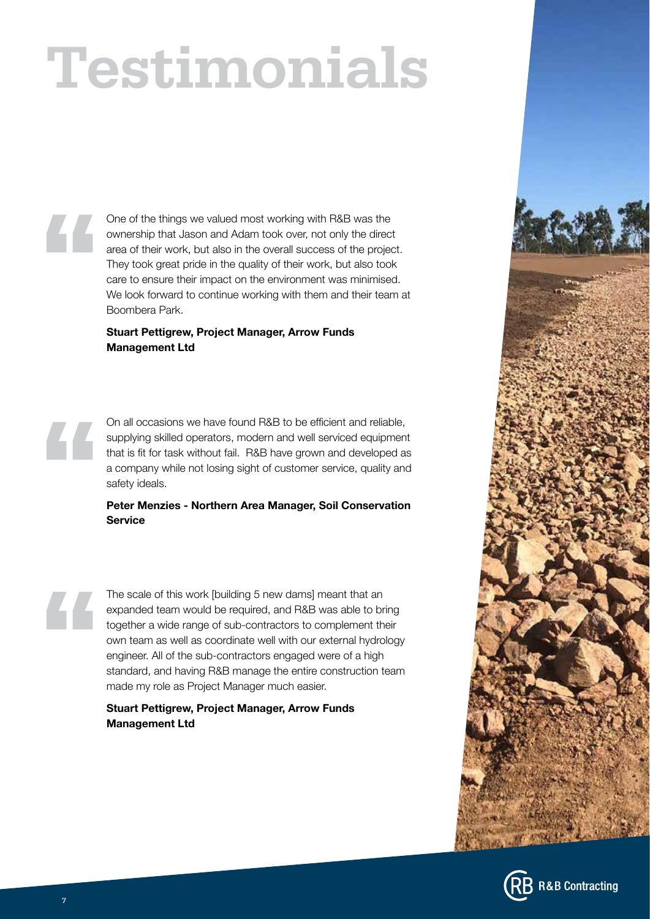# Testimonials

> One of the things we valued most working with R&B was the ownership that Jason and Adam took over, not only the direct area of their work, but also in the overall success of the project. They took great pride in the quality of their work, but also took care to ensure their impact on the environment was minimised. We look forward to continue working with them and their team at Boombera Park.
>
> **Stuart Pettigrew, Project Manager, Arrow Funds Management Ltd**

> On all occasions we have found R&B to be efficient and reliable, supplying skilled operators, modern and well serviced equipment that is fit for task without fail. R&B have grown and developed as a company while not losing sight of customer service, quality and safety ideals.
>
> **Peter Menzies - Northern Area Manager, Soil Conservation Service**

> The scale of this work [building 5 new dams] meant that an expanded team would be required, and R&B was able to bring together a wide range of sub-contractors to complement their own team as well as coordinate well with our external hydrology engineer. All of the sub-contractors engaged were of a high standard, and having R&B manage the entire construction team made my role as Project Manager much easier.
>
> **Stuart Pettigrew, Project Manager, Arrow Funds Management Ltd**

R&B Contracting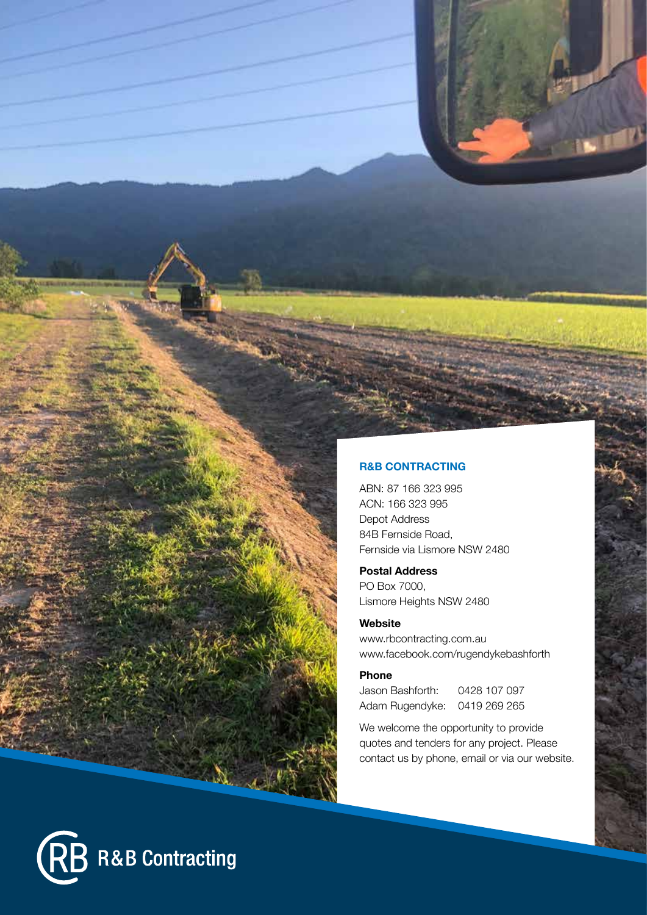## R&B CONTRACTING

ABN: 87 166 323 995
ACN: 166 323 995
Depot Address
84B Fernside Road,
Fernside via Lismore NSW 2480

**Postal Address**
PO Box 7000,
Lismore Heights NSW 2480

**Website**
www.rbcontracting.com.au
www.facebook.com/rugendykebashforth

**Phone**

| | |
|---|---|
| Jason Bashforth: | 0428 107 097 |
| Adam Rugendyke: | 0419 269 265 |

We welcome the opportunity to provide quotes and tenders for any project. Please contact us by phone, email or via our website.

R&B Contracting